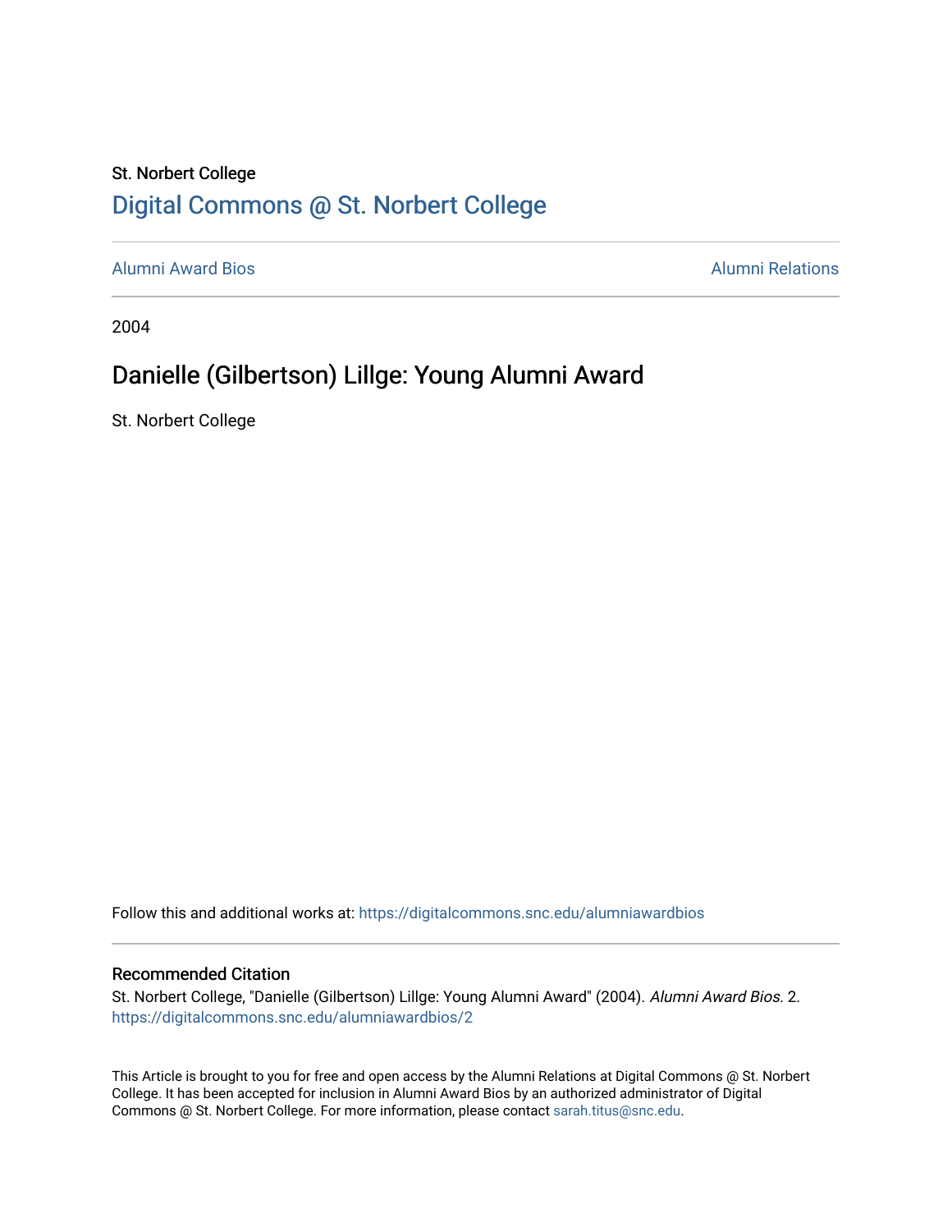St. Norbert College

# Digital Commons @ St. Norbert College

Alumni Award Bios

Alumni Relations

2004

## Danielle (Gilbertson) Lillge: Young Alumni Award

St. Norbert College

Follow this and additional works at: https://digitalcommons.snc.edu/alumniawardbios

### Recommended Citation

St. Norbert College, "Danielle (Gilbertson) Lillge: Young Alumni Award" (2004). *Alumni Award Bios*. 2. https://digitalcommons.snc.edu/alumniawardbios/2

This Article is brought to you for free and open access by the Alumni Relations at Digital Commons @ St. Norbert College. It has been accepted for inclusion in Alumni Award Bios by an authorized administrator of Digital Commons @ St. Norbert College. For more information, please contact sarah.titus@snc.edu.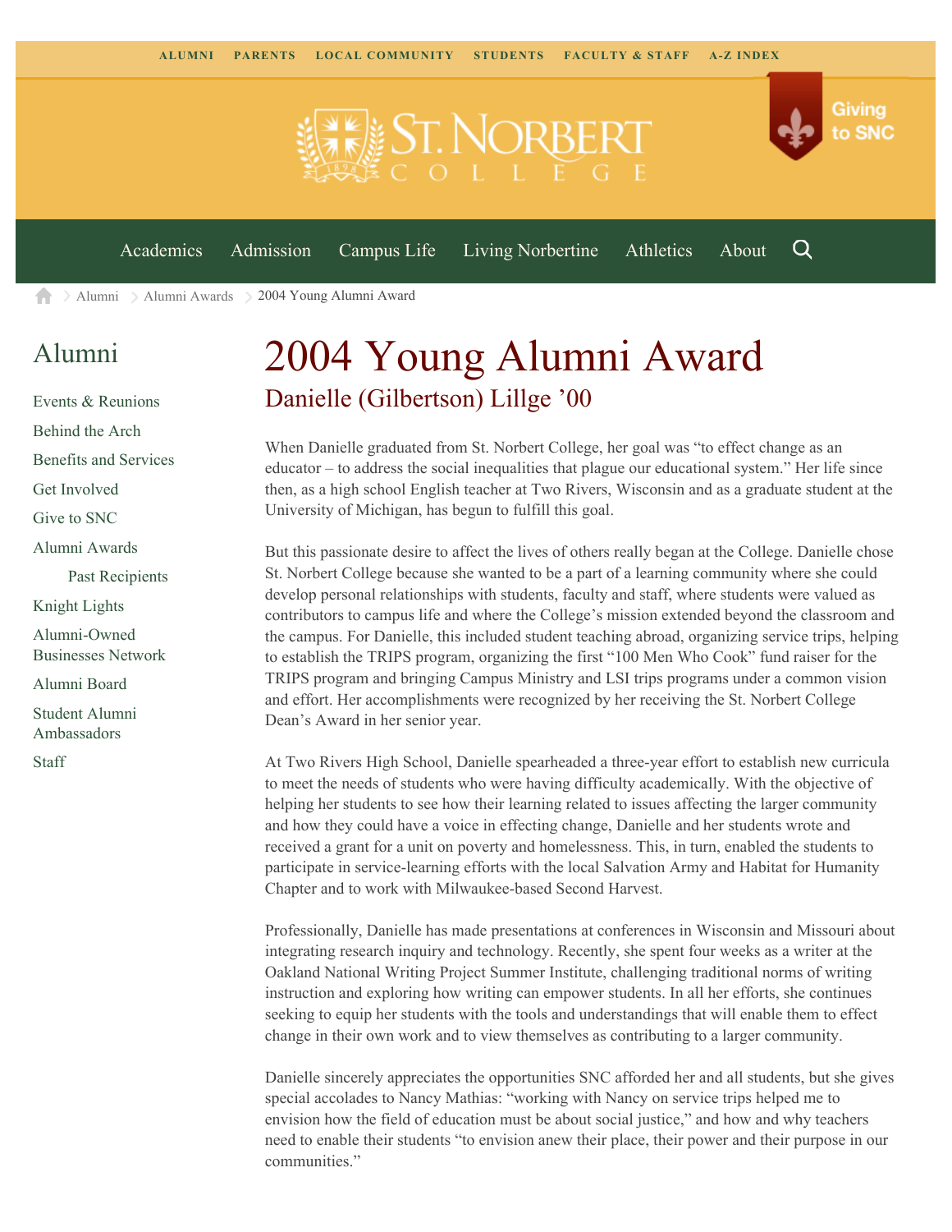ALUMNI PARENTS LOCAL COMMUNITY STUDENTS FACULTY & STAFF A-Z INDEX

Giving to SNC

Academics Admission Campus Life Living Norbertine Athletics About

Alumni > Alumni Awards > 2004 Young Alumni Award

## Alumni

- Events & Reunions
- Behind the Arch
- Benefits and Services
- Get Involved
- Give to SNC
- Alumni Awards
  - Past Recipients
- Knight Lights
- Alumni-Owned Businesses Network
- Alumni Board
- Student Alumni Ambassadors
- Staff

# 2004 Young Alumni Award

## Danielle (Gilbertson) Lillge ’00

When Danielle graduated from St. Norbert College, her goal was “to effect change as an educator – to address the social inequalities that plague our educational system.” Her life since then, as a high school English teacher at Two Rivers, Wisconsin and as a graduate student at the University of Michigan, has begun to fulfill this goal.

But this passionate desire to affect the lives of others really began at the College. Danielle chose St. Norbert College because she wanted to be a part of a learning community where she could develop personal relationships with students, faculty and staff, where students were valued as contributors to campus life and where the College’s mission extended beyond the classroom and the campus. For Danielle, this included student teaching abroad, organizing service trips, helping to establish the TRIPS program, organizing the first “100 Men Who Cook” fund raiser for the TRIPS program and bringing Campus Ministry and LSI trips programs under a common vision and effort. Her accomplishments were recognized by her receiving the St. Norbert College Dean’s Award in her senior year.

At Two Rivers High School, Danielle spearheaded a three-year effort to establish new curricula to meet the needs of students who were having difficulty academically. With the objective of helping her students to see how their learning related to issues affecting the larger community and how they could have a voice in effecting change, Danielle and her students wrote and received a grant for a unit on poverty and homelessness. This, in turn, enabled the students to participate in service-learning efforts with the local Salvation Army and Habitat for Humanity Chapter and to work with Milwaukee-based Second Harvest.

Professionally, Danielle has made presentations at conferences in Wisconsin and Missouri about integrating research inquiry and technology. Recently, she spent four weeks as a writer at the Oakland National Writing Project Summer Institute, challenging traditional norms of writing instruction and exploring how writing can empower students. In all her efforts, she continues seeking to equip her students with the tools and understandings that will enable them to effect change in their own work and to view themselves as contributing to a larger community.

Danielle sincerely appreciates the opportunities SNC afforded her and all students, but she gives special accolades to Nancy Mathias: “working with Nancy on service trips helped me to envision how the field of education must be about social justice,” and how and why teachers need to enable their students “to envision anew their place, their power and their purpose in our communities.”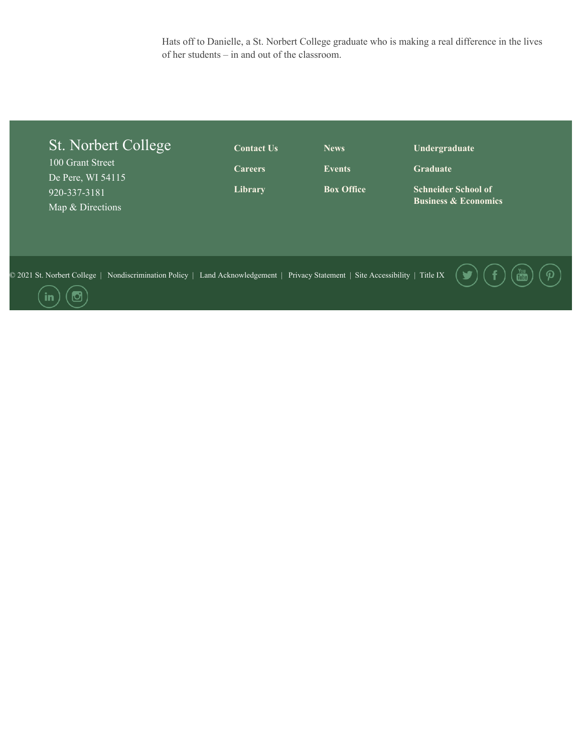Hats off to Danielle, a St. Norbert College graduate who is making a real difference in the lives of her students – in and out of the classroom.

St. Norbert College
100 Grant Street
De Pere, WI 54115
920-337-3181
Map & Directions

**Contact Us**
**Careers**
**Library**

**News**
**Events**
**Box Office**

**Undergraduate**
**Graduate**
**Schneider School of Business & Economics**

© 2021 St. Norbert College | Nondiscrimination Policy | Land Acknowledgement | Privacy Statement | Site Accessibility | Title IX